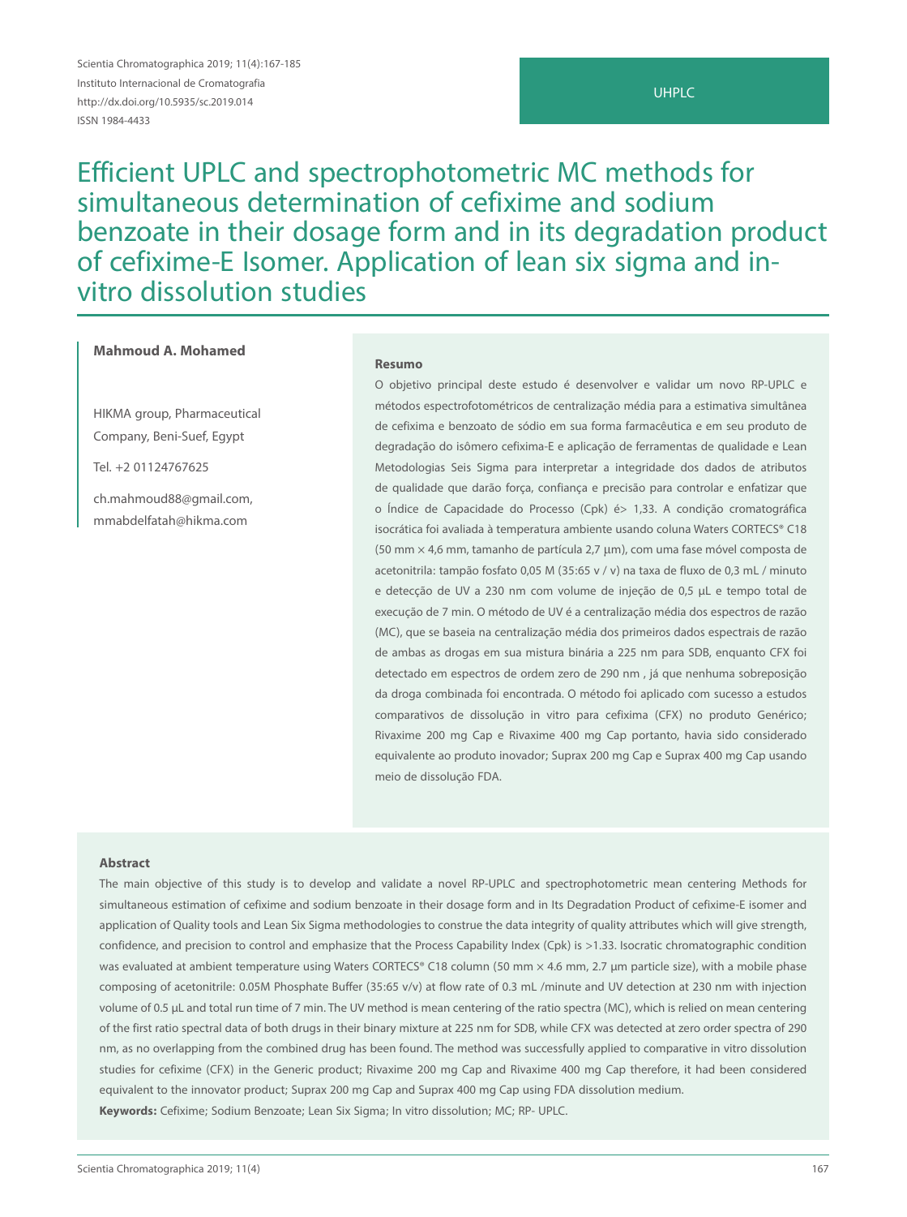UHPLC

# Efficient UPLC and spectrophotometric MC methods for simultaneous determination of cefixime and sodium benzoate in their dosage form and in its degradation product of cefixime-E Isomer. Application of lean six sigma and in-vitro dissolution studies

**Mahmoud A. Mohamed**

HIKMA group, Pharmaceutical Company, Beni-Suef, Egypt

Tel. +2 01124767625

ch.mahmoud88@gmail.com, mmabdelfatah@hikma.com

### Resumo

O objetivo principal deste estudo é desenvolver e validar um novo RP-UPLC e métodos espectrofotométricos de centralização média para a estimativa simultânea de cefixima e benzoato de sódio em sua forma farmacêutica e em seu produto de degradação do isômero cefixima-E e aplicação de ferramentas de qualidade e Lean Metodologias Seis Sigma para interpretar a integridade dos dados de atributos de qualidade que darão força, confiança e precisão para controlar e enfatizar que o Índice de Capacidade do Processo (Cpk) é> 1,33. A condição cromatográfica isocrática foi avaliada à temperatura ambiente usando coluna Waters CORTECS® C18 (50 mm × 4,6 mm, tamanho de partícula 2,7 µm), com uma fase móvel composta de acetonitrila: tampão fosfato 0,05 M (35:65 v / v) na taxa de fluxo de 0,3 mL / minuto e detecção de UV a 230 nm com volume de injeção de 0,5 µL e tempo total de execução de 7 min. O método de UV é a centralização média dos espectros de razão (MC), que se baseia na centralização média dos primeiros dados espectrais de razão de ambas as drogas em sua mistura binária a 225 nm para SDB, enquanto CFX foi detectado em espectros de ordem zero de 290 nm , já que nenhuma sobreposição da droga combinada foi encontrada. O método foi aplicado com sucesso a estudos comparativos de dissolução in vitro para cefixima (CFX) no produto Genérico; Rivaxime 200 mg Cap e Rivaxime 400 mg Cap portanto, havia sido considerado equivalente ao produto inovador; Suprax 200 mg Cap e Suprax 400 mg Cap usando meio de dissolução FDA.

### Abstract

The main objective of this study is to develop and validate a novel RP-UPLC and spectrophotometric mean centering Methods for simultaneous estimation of cefixime and sodium benzoate in their dosage form and in Its Degradation Product of cefixime-E isomer and application of Quality tools and Lean Six Sigma methodologies to construe the data integrity of quality attributes which will give strength, confidence, and precision to control and emphasize that the Process Capability Index (Cpk) is >1.33. Isocratic chromatographic condition was evaluated at ambient temperature using Waters CORTECS® C18 column (50 mm × 4.6 mm, 2.7 µm particle size), with a mobile phase composing of acetonitrile: 0.05M Phosphate Buffer (35:65 v/v) at flow rate of 0.3 mL /minute and UV detection at 230 nm with injection volume of 0.5 µL and total run time of 7 min. The UV method is mean centering of the ratio spectra (MC), which is relied on mean centering of the first ratio spectral data of both drugs in their binary mixture at 225 nm for SDB, while CFX was detected at zero order spectra of 290 nm, as no overlapping from the combined drug has been found. The method was successfully applied to comparative in vitro dissolution studies for cefixime (CFX) in the Generic product; Rivaxime 200 mg Cap and Rivaxime 400 mg Cap therefore, it had been considered equivalent to the innovator product; Suprax 200 mg Cap and Suprax 400 mg Cap using FDA dissolution medium.

**Keywords:** Cefixime; Sodium Benzoate; Lean Six Sigma; In vitro dissolution; MC; RP- UPLC.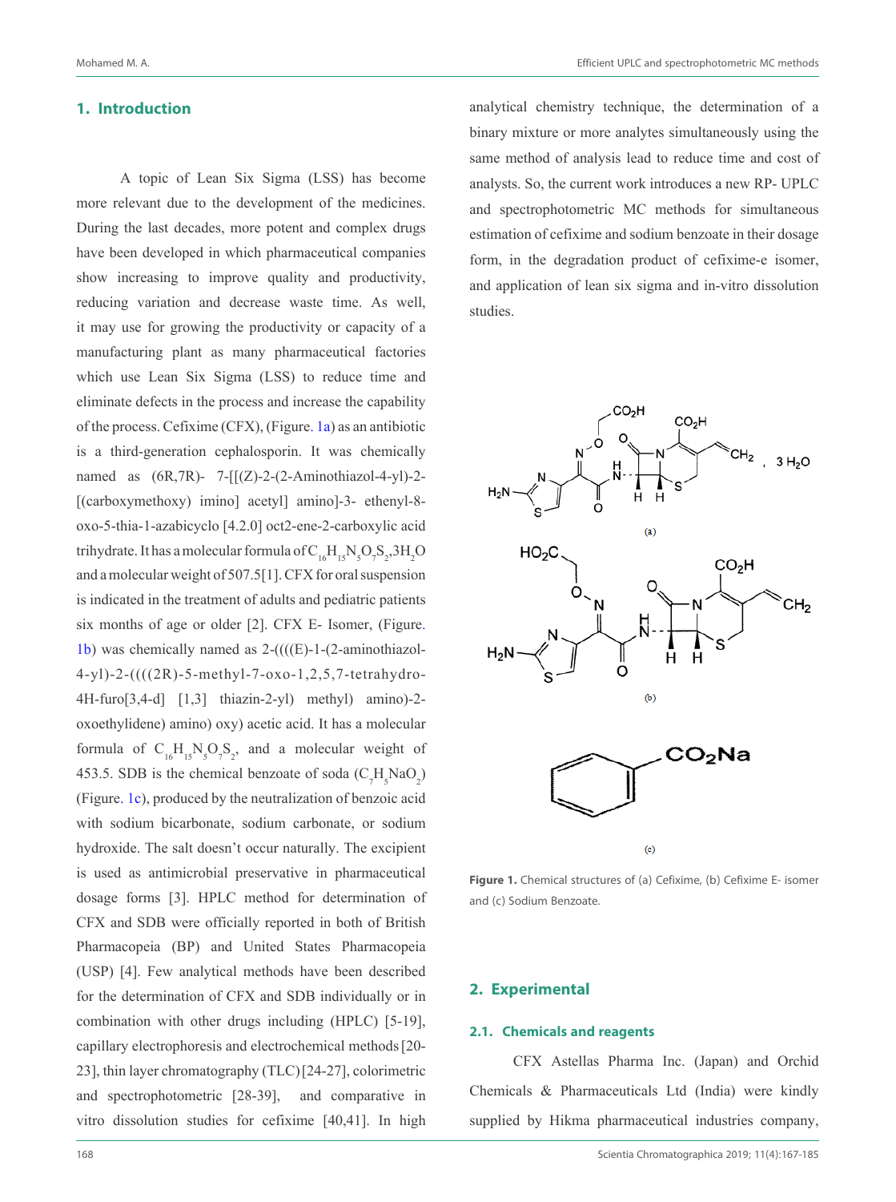## 1. Introduction

A topic of Lean Six Sigma (LSS) has become more relevant due to the development of the medicines. During the last decades, more potent and complex drugs have been developed in which pharmaceutical companies show increasing to improve quality and productivity, reducing variation and decrease waste time. As well, it may use for growing the productivity or capacity of a manufacturing plant as many pharmaceutical factories which use Lean Six Sigma (LSS) to reduce time and eliminate defects in the process and increase the capability of the process. Cefixime (CFX), (Figure. 1a) as an antibiotic is a third-generation cephalosporin. It was chemically named as (6R,7R)- 7-[[(Z)-2-(2-Aminothiazol-4-yl)-2-[(carboxymethoxy) imino] acetyl] amino]-3- ethenyl-8-oxo-5-thia-1-azabicyclo [4.2.0] oct2-ene-2-carboxylic acid trihydrate. It has a molecular formula of $C_{16}H_{15}N_5O_7S_2$,$3H_2O$ and a molecular weight of 507.5[1]. CFX for oral suspension is indicated in the treatment of adults and pediatric patients six months of age or older [2]. CFX E- Isomer, (Figure. 1b) was chemically named as 2-((((E)-1-(2-aminothiazol-4-yl)-2-((((2R)-5-methyl-7-oxo-1,2,5,7-tetrahydro-4H-furo[3,4-d] [1,3] thiazin-2-yl) methyl) amino)-2-oxoethylidene) amino) oxy) acetic acid. It has a molecular formula of $C_{16}H_{15}N_5O_7S_2$, and a molecular weight of 453.5. SDB is the chemical benzoate of soda ($C_7H_5NaO_2$) (Figure. 1c), produced by the neutralization of benzoic acid with sodium bicarbonate, sodium carbonate, or sodium hydroxide. The salt doesn't occur naturally. The excipient is used as antimicrobial preservative in pharmaceutical dosage forms [3]. HPLC method for determination of CFX and SDB were officially reported in both of British Pharmacopeia (BP) and United States Pharmacopeia (USP) [4]. Few analytical methods have been described for the determination of CFX and SDB individually or in combination with other drugs including (HPLC) [5-19], capillary electrophoresis and electrochemical methods [20-23], thin layer chromatography (TLC) [24-27], colorimetric and spectrophotometric [28-39], and comparative in vitro dissolution studies for cefixime [40,41]. In high analytical chemistry technique, the determination of a binary mixture or more analytes simultaneously using the same method of analysis lead to reduce time and cost of analysts. So, the current work introduces a new RP- UPLC and spectrophotometric MC methods for simultaneous estimation of cefixime and sodium benzoate in their dosage form, in the degradation product of cefixime-e isomer, and application of lean six sigma and in-vitro dissolution studies.

**Figure 1.** Chemical structures of (a) Cefixime, (b) Cefixime E- isomer and (c) Sodium Benzoate.

## 2. Experimental

### 2.1. Chemicals and reagents

CFX Astellas Pharma Inc. (Japan) and Orchid Chemicals & Pharmaceuticals Ltd (India) were kindly supplied by Hikma pharmaceutical industries company,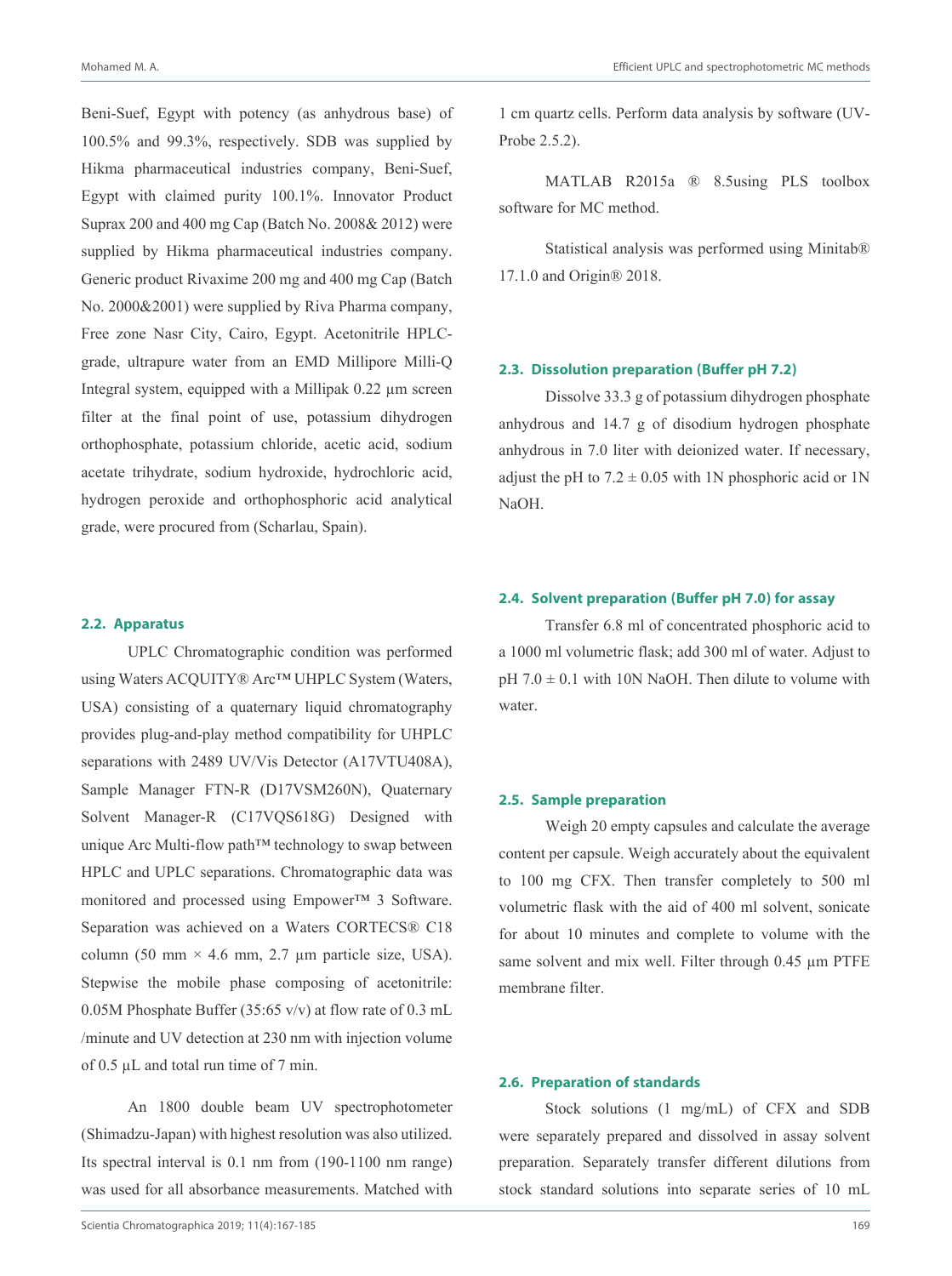Beni-Suef, Egypt with potency (as anhydrous base) of 100.5% and 99.3%, respectively. SDB was supplied by Hikma pharmaceutical industries company, Beni-Suef, Egypt with claimed purity 100.1%. Innovator Product Suprax 200 and 400 mg Cap (Batch No. 2008& 2012) were supplied by Hikma pharmaceutical industries company. Generic product Rivaxime 200 mg and 400 mg Cap (Batch No. 2000&2001) were supplied by Riva Pharma company, Free zone Nasr City, Cairo, Egypt. Acetonitrile HPLC-grade, ultrapure water from an EMD Millipore Milli-Q Integral system, equipped with a Millipak 0.22 µm screen filter at the final point of use, potassium dihydrogen orthophosphate, potassium chloride, acetic acid, sodium acetate trihydrate, sodium hydroxide, hydrochloric acid, hydrogen peroxide and orthophosphoric acid analytical grade, were procured from (Scharlau, Spain).

## 2.2. Apparatus

UPLC Chromatographic condition was performed using Waters ACQUITY® Arc™ UHPLC System (Waters, USA) consisting of a quaternary liquid chromatography provides plug-and-play method compatibility for UHPLC separations with 2489 UV/Vis Detector (A17VTU408A), Sample Manager FTN-R (D17VSM260N), Quaternary Solvent Manager-R (C17VQS618G) Designed with unique Arc Multi-flow path™ technology to swap between HPLC and UPLC separations. Chromatographic data was monitored and processed using Empower™ 3 Software. Separation was achieved on a Waters CORTECS® C18 column (50 mm × 4.6 mm, 2.7 µm particle size, USA). Stepwise the mobile phase composing of acetonitrile: 0.05M Phosphate Buffer (35:65 v/v) at flow rate of 0.3 mL /minute and UV detection at 230 nm with injection volume of 0.5 µL and total run time of 7 min.

An 1800 double beam UV spectrophotometer (Shimadzu-Japan) with highest resolution was also utilized. Its spectral interval is 0.1 nm from (190-1100 nm range) was used for all absorbance measurements. Matched with 1 cm quartz cells. Perform data analysis by software (UV-Probe 2.5.2).

MATLAB R2015a ® 8.5using PLS toolbox software for MC method.

Statistical analysis was performed using Minitab® 17.1.0 and Origin® 2018.

## 2.3. Dissolution preparation (Buffer pH 7.2)

Dissolve 33.3 g of potassium dihydrogen phosphate anhydrous and 14.7 g of disodium hydrogen phosphate anhydrous in 7.0 liter with deionized water. If necessary, adjust the pH to 7.2 ± 0.05 with 1N phosphoric acid or 1N NaOH.

## 2.4. Solvent preparation (Buffer pH 7.0) for assay

Transfer 6.8 ml of concentrated phosphoric acid to a 1000 ml volumetric flask; add 300 ml of water. Adjust to pH 7.0 ± 0.1 with 10N NaOH. Then dilute to volume with water.

## 2.5. Sample preparation

Weigh 20 empty capsules and calculate the average content per capsule. Weigh accurately about the equivalent to 100 mg CFX. Then transfer completely to 500 ml volumetric flask with the aid of 400 ml solvent, sonicate for about 10 minutes and complete to volume with the same solvent and mix well. Filter through 0.45 µm PTFE membrane filter.

## 2.6. Preparation of standards

Stock solutions (1 mg/mL) of CFX and SDB were separately prepared and dissolved in assay solvent preparation. Separately transfer different dilutions from stock standard solutions into separate series of 10 mL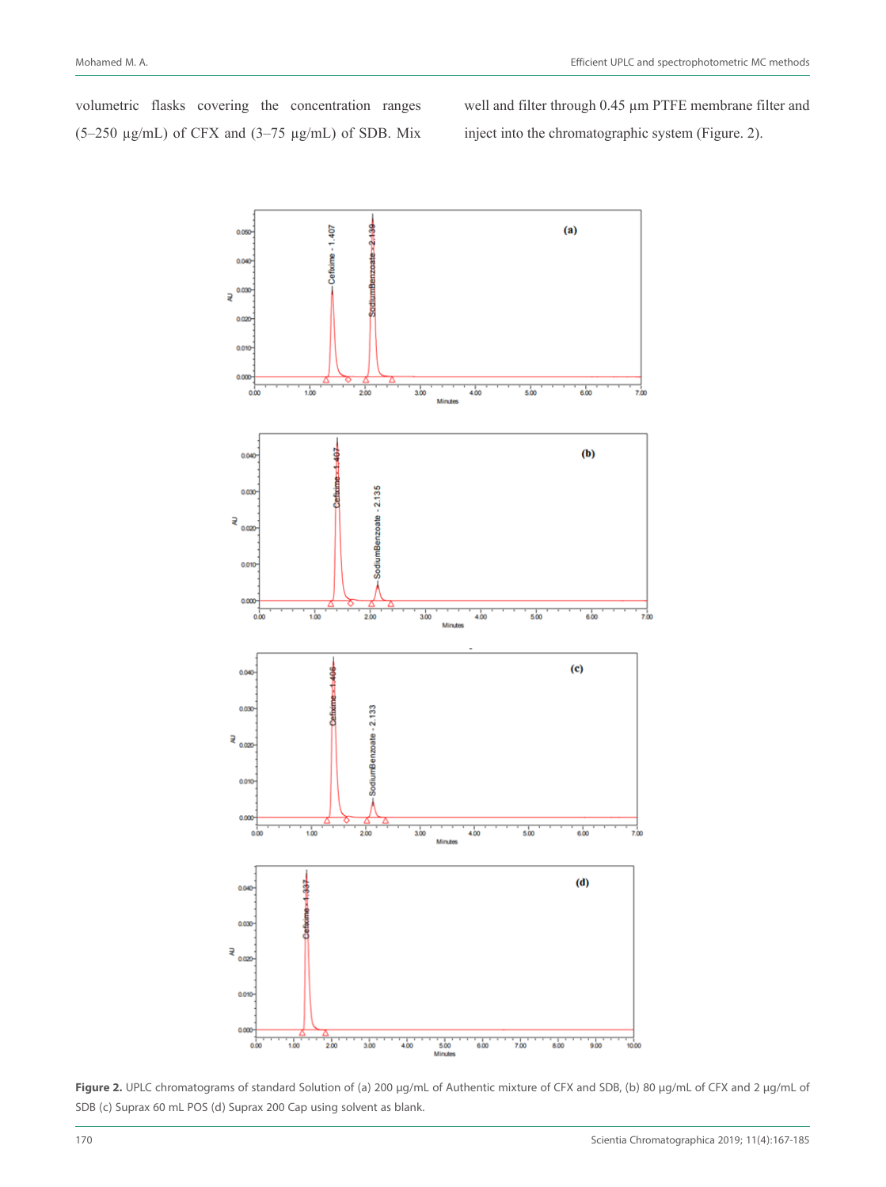volumetric flasks covering the concentration ranges (5–250 µg/mL) of CFX and (3–75 µg/mL) of SDB. Mix well and filter through 0.45 µm PTFE membrane filter and inject into the chromatographic system (Figure. 2).

**Figure 2.** UPLC chromatograms of standard Solution of (a) 200 µg/mL of Authentic mixture of CFX and SDB, (b) 80 µg/mL of CFX and 2 µg/mL of SDB (c) Suprax 60 mL POS (d) Suprax 200 Cap using solvent as blank.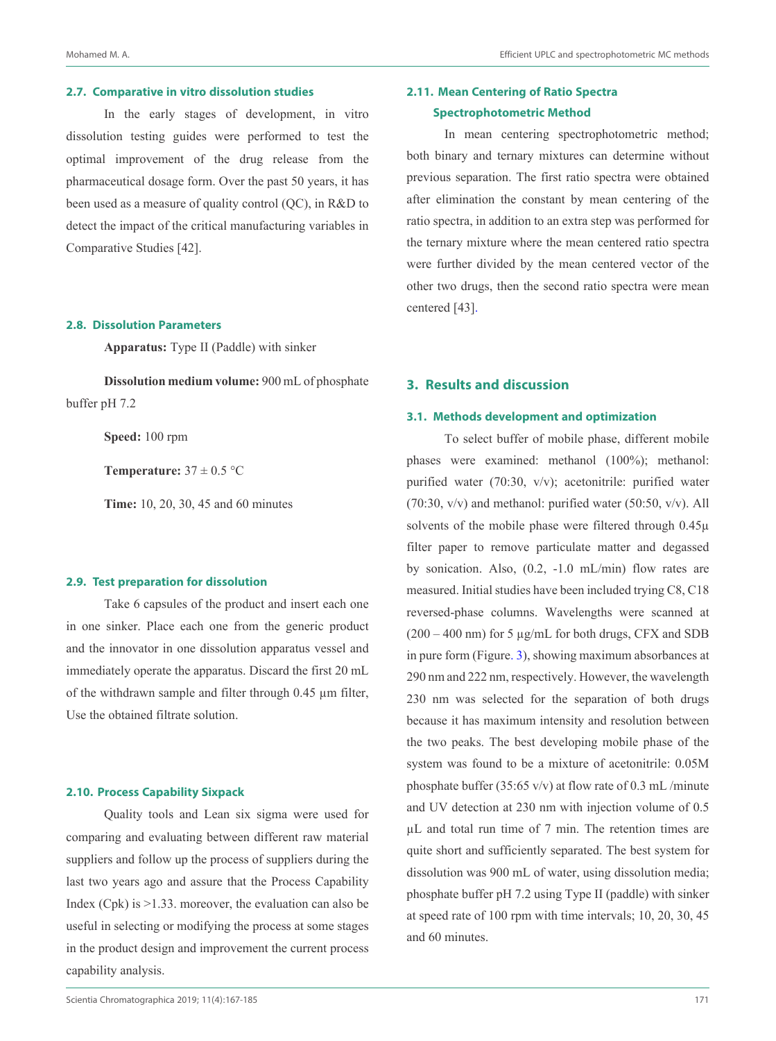### 2.7. Comparative in vitro dissolution studies

In the early stages of development, in vitro dissolution testing guides were performed to test the optimal improvement of the drug release from the pharmaceutical dosage form. Over the past 50 years, it has been used as a measure of quality control (QC), in R&D to detect the impact of the critical manufacturing variables in Comparative Studies [42].

### 2.8. Dissolution Parameters

**Apparatus:** Type II (Paddle) with sinker

**Dissolution medium volume:** 900 mL of phosphate buffer pH 7.2

**Speed:** 100 rpm

**Temperature:** 37 ± 0.5 °C

**Time:** 10, 20, 30, 45 and 60 minutes

### 2.9. Test preparation for dissolution

Take 6 capsules of the product and insert each one in one sinker. Place each one from the generic product and the innovator in one dissolution apparatus vessel and immediately operate the apparatus. Discard the first 20 mL of the withdrawn sample and filter through 0.45 µm filter, Use the obtained filtrate solution.

### 2.10. Process Capability Sixpack

Quality tools and Lean six sigma were used for comparing and evaluating between different raw material suppliers and follow up the process of suppliers during the last two years ago and assure that the Process Capability Index (Cpk) is >1.33. moreover, the evaluation can also be useful in selecting or modifying the process at some stages in the product design and improvement the current process capability analysis.

### 2.11. Mean Centering of Ratio Spectra Spectrophotometric Method

In mean centering spectrophotometric method; both binary and ternary mixtures can determine without previous separation. The first ratio spectra were obtained after elimination the constant by mean centering of the ratio spectra, in addition to an extra step was performed for the ternary mixture where the mean centered ratio spectra were further divided by the mean centered vector of the other two drugs, then the second ratio spectra were mean centered [43].

## 3. Results and discussion

### 3.1. Methods development and optimization

To select buffer of mobile phase, different mobile phases were examined: methanol (100%); methanol: purified water (70:30, v/v); acetonitrile: purified water (70:30, v/v) and methanol: purified water (50:50, v/v). All solvents of the mobile phase were filtered through 0.45µ filter paper to remove particulate matter and degassed by sonication. Also, (0.2, -1.0 mL/min) flow rates are measured. Initial studies have been included trying C8, C18 reversed-phase columns. Wavelengths were scanned at (200 – 400 nm) for 5 µg/mL for both drugs, CFX and SDB in pure form (Figure. 3), showing maximum absorbances at 290 nm and 222 nm, respectively. However, the wavelength 230 nm was selected for the separation of both drugs because it has maximum intensity and resolution between the two peaks. The best developing mobile phase of the system was found to be a mixture of acetonitrile: 0.05M phosphate buffer (35:65 v/v) at flow rate of 0.3 mL /minute and UV detection at 230 nm with injection volume of 0.5 µL and total run time of 7 min. The retention times are quite short and sufficiently separated. The best system for dissolution was 900 mL of water, using dissolution media; phosphate buffer pH 7.2 using Type II (paddle) with sinker at speed rate of 100 rpm with time intervals; 10, 20, 30, 45 and 60 minutes.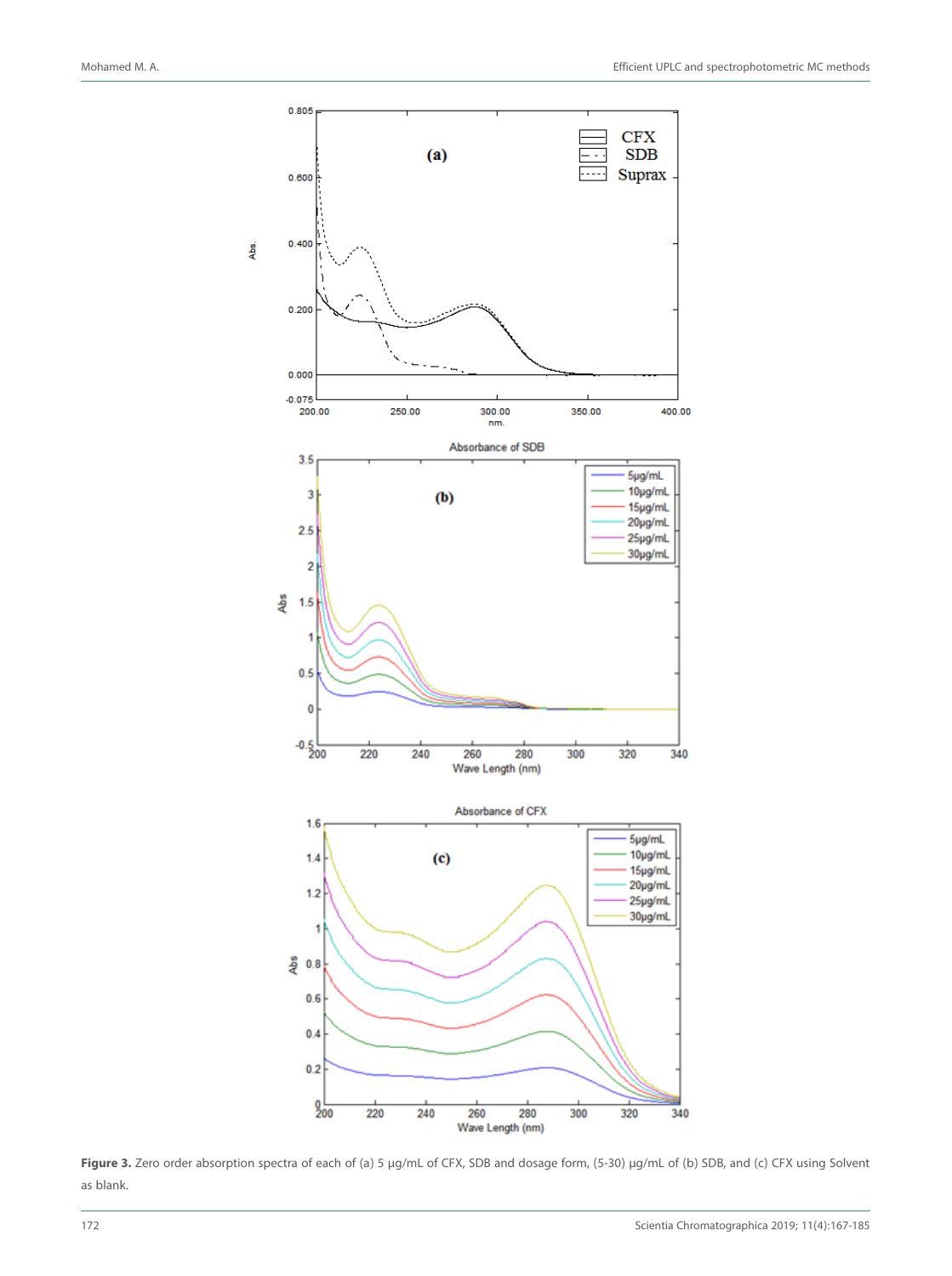**Figure 3.** Zero order absorption spectra of each of (a) 5 μg/mL of CFX, SDB and dosage form, (5-30) μg/mL of (b) SDB, and (c) CFX using Solvent as blank.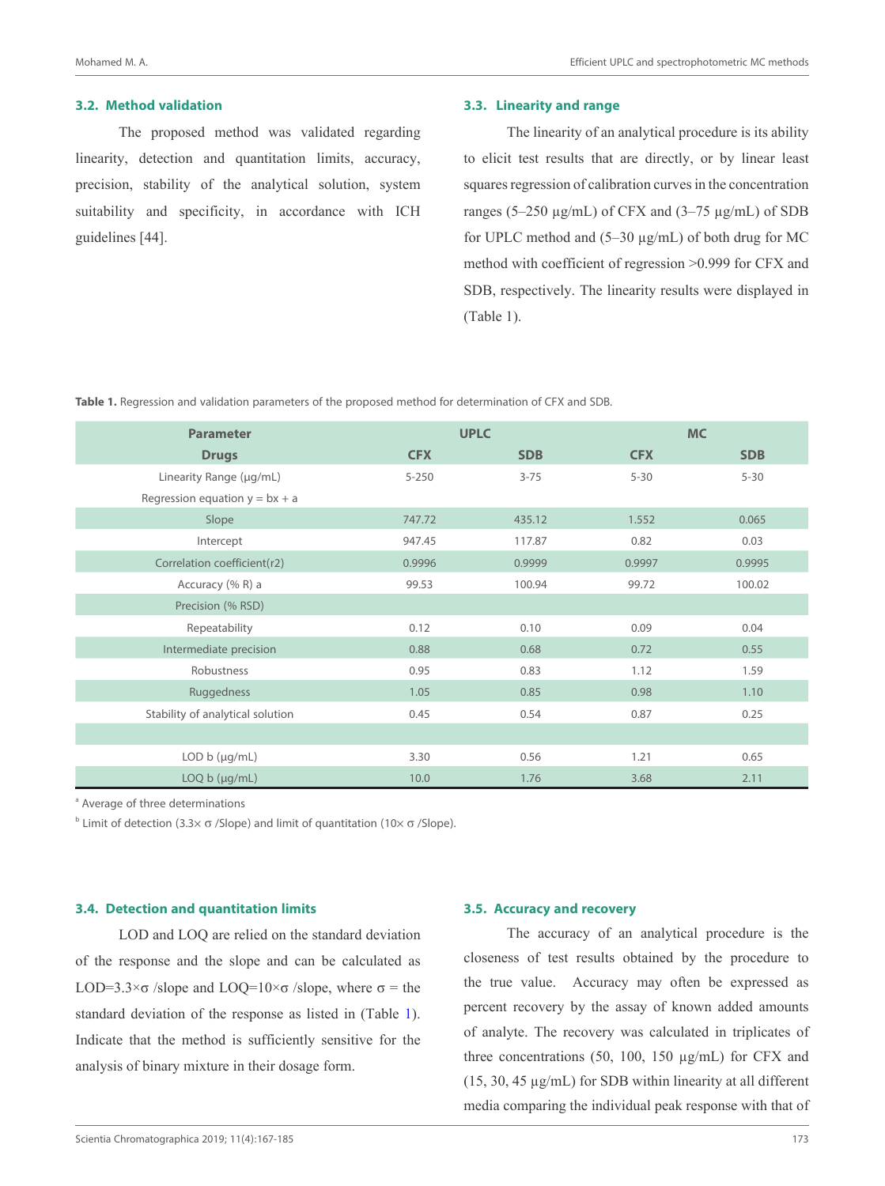### 3.2. Method validation

The proposed method was validated regarding linearity, detection and quantitation limits, accuracy, precision, stability of the analytical solution, system suitability and specificity, in accordance with ICH guidelines [44].

### 3.3. Linearity and range

The linearity of an analytical procedure is its ability to elicit test results that are directly, or by linear least squares regression of calibration curves in the concentration ranges (5–250 μg/mL) of CFX and (3–75 μg/mL) of SDB for UPLC method and (5–30 μg/mL) of both drug for MC method with coefficient of regression >0.999 for CFX and SDB, respectively. The linearity results were displayed in (Table 1).

**Table 1.** Regression and validation parameters of the proposed method for determination of CFX and SDB.

| Parameter | UPLC | | MC | |
|---|---|---|---|---|
| Drugs | CFX | SDB | CFX | SDB |
| Linearity Range (μg/mL) | 5-250 | 3-75 | 5-30 | 5-30 |
| Regression equation y = bx + a | | | | |
| Slope | 747.72 | 435.12 | 1.552 | 0.065 |
| Intercept | 947.45 | 117.87 | 0.82 | 0.03 |
| Correlation coefficient(r2) | 0.9996 | 0.9999 | 0.9997 | 0.9995 |
| Accuracy (% R) a | 99.53 | 100.94 | 99.72 | 100.02 |
| Precision (% RSD) | | | | |
| Repeatability | 0.12 | 0.10 | 0.09 | 0.04 |
| Intermediate precision | 0.88 | 0.68 | 0.72 | 0.55 |
| Robustness | 0.95 | 0.83 | 1.12 | 1.59 |
| Ruggedness | 1.05 | 0.85 | 0.98 | 1.10 |
| Stability of analytical solution | 0.45 | 0.54 | 0.87 | 0.25 |
| | | | | |
| LOD b (μg/mL) | 3.30 | 0.56 | 1.21 | 0.65 |
| LOQ b (μg/mL) | 10.0 | 1.76 | 3.68 | 2.11 |

[a] Average of three determinations

[b] Limit of detection (3.3× σ /Slope) and limit of quantitation (10× σ /Slope).

### 3.4. Detection and quantitation limits

LOD and LOQ are relied on the standard deviation of the response and the slope and can be calculated as LOD=3.3×σ /slope and LOQ=10×σ /slope, where σ = the standard deviation of the response as listed in (Table 1). Indicate that the method is sufficiently sensitive for the analysis of binary mixture in their dosage form.

### 3.5. Accuracy and recovery

The accuracy of an analytical procedure is the closeness of test results obtained by the procedure to the true value. Accuracy may often be expressed as percent recovery by the assay of known added amounts of analyte. The recovery was calculated in triplicates of three concentrations (50, 100, 150 μg/mL) for CFX and (15, 30, 45 μg/mL) for SDB within linearity at all different media comparing the individual peak response with that of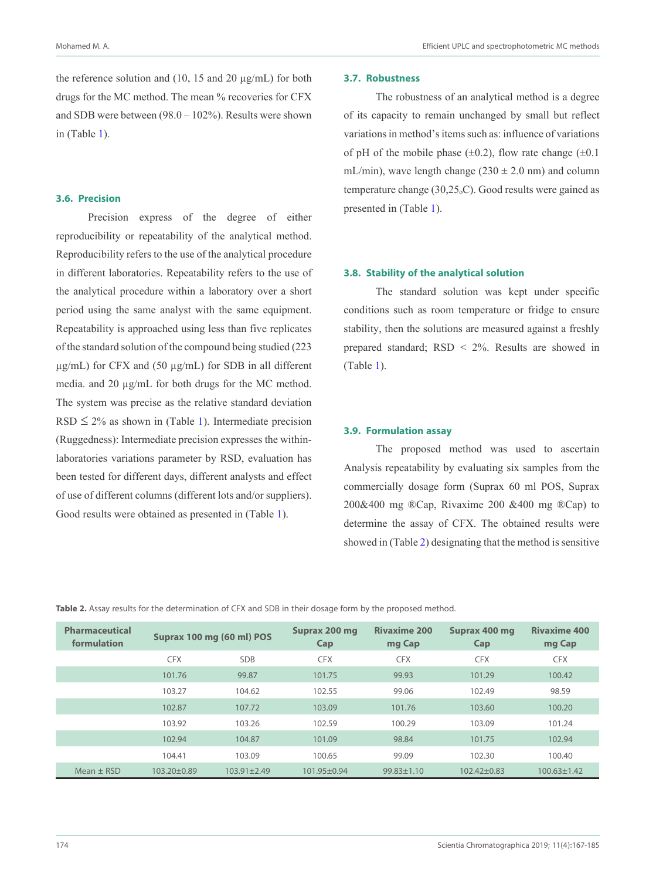the reference solution and (10, 15 and 20 µg/mL) for both drugs for the MC method. The mean % recoveries for CFX and SDB were between (98.0 – 102%). Results were shown in (Table 1).

### 3.6. Precision

Precision express of the degree of either reproducibility or repeatability of the analytical method. Reproducibility refers to the use of the analytical procedure in different laboratories. Repeatability refers to the use of the analytical procedure within a laboratory over a short period using the same analyst with the same equipment. Repeatability is approached using less than five replicates of the standard solution of the compound being studied (223 µg/mL) for CFX and (50 µg/mL) for SDB in all different media. and 20 µg/mL for both drugs for the MC method. The system was precise as the relative standard deviation RSD $\leq$ 2% as shown in (Table 1). Intermediate precision (Ruggedness): Intermediate precision expresses the within-laboratories variations parameter by RSD, evaluation has been tested for different days, different analysts and effect of use of different columns (different lots and/or suppliers). Good results were obtained as presented in (Table 1).

### 3.7. Robustness

The robustness of an analytical method is a degree of its capacity to remain unchanged by small but reflect variations in method's items such as: influence of variations of pH of the mobile phase (±0.2), flow rate change (±0.1 mL/min), wave length change (230 ± 2.0 nm) and column temperature change (30,25$_o$C). Good results were gained as presented in (Table 1).

### 3.8. Stability of the analytical solution

The standard solution was kept under specific conditions such as room temperature or fridge to ensure stability, then the solutions are measured against a freshly prepared standard; RSD < 2%. Results are showed in (Table 1).

### 3.9. Formulation assay

The proposed method was used to ascertain Analysis repeatability by evaluating six samples from the commercially dosage form (Suprax 60 ml POS, Suprax 200&400 mg ®Cap, Rivaxime 200 &400 mg ®Cap) to determine the assay of CFX. The obtained results were showed in (Table 2) designating that the method is sensitive

**Table 2.** Assay results for the determination of CFX and SDB in their dosage form by the proposed method.

| Pharmaceutical formulation | Suprax 100 mg (60 ml) POS | | Suprax 200 mg Cap | Rivaxime 200 mg Cap | Suprax 400 mg Cap | Rivaxime 400 mg Cap |
|---|---|---|---|---|---|---|
| | CFX | SDB | CFX | CFX | CFX | CFX |
| | 101.76 | 99.87 | 101.75 | 99.93 | 101.29 | 100.42 |
| | 103.27 | 104.62 | 102.55 | 99.06 | 102.49 | 98.59 |
| | 102.87 | 107.72 | 103.09 | 101.76 | 103.60 | 100.20 |
| | 103.92 | 103.26 | 102.59 | 100.29 | 103.09 | 101.24 |
| | 102.94 | 104.87 | 101.09 | 98.84 | 101.75 | 102.94 |
| | 104.41 | 103.09 | 100.65 | 99.09 | 102.30 | 100.40 |
| Mean ± RSD | 103.20±0.89 | 103.91±2.49 | 101.95±0.94 | 99.83±1.10 | 102.42±0.83 | 100.63±1.42 |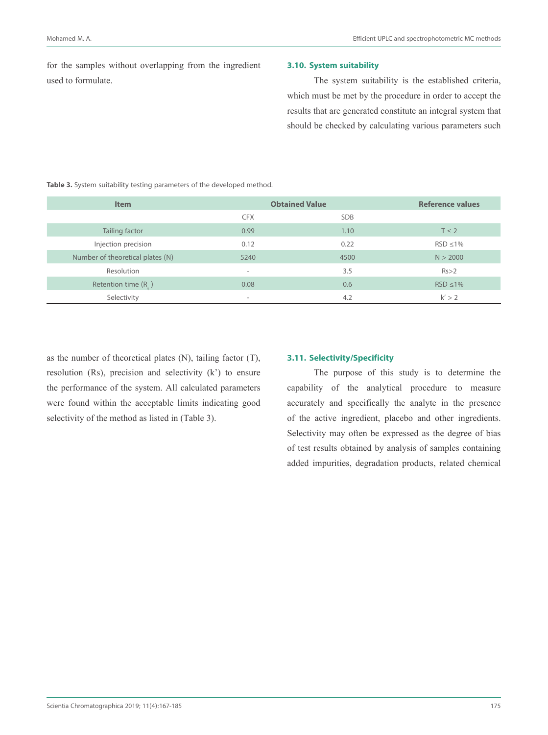for the samples without overlapping from the ingredient used to formulate.

### 3.10. System suitability

The system suitability is the established criteria, which must be met by the procedure in order to accept the results that are generated constitute an integral system that should be checked by calculating various parameters such as the number of theoretical plates (N), tailing factor (T), resolution (Rs), precision and selectivity (k') to ensure the performance of the system. All calculated parameters were found within the acceptable limits indicating good selectivity of the method as listed in (Table 3).

**Table 3.** System suitability testing parameters of the developed method.

| Item | Obtained Value | | Reference values |
|---|---|---|---|
| | CFX | SDB | |
| Tailing factor | 0.99 | 1.10 | T ≤ 2 |
| Injection precision | 0.12 | 0.22 | RSD ≤1% |
| Number of theoretical plates (N) | 5240 | 4500 | N > 2000 |
| Resolution | - | 3.5 | Rs>2 |
| Retention time ($R_t$) | 0.08 | 0.6 | RSD ≤1% |
| Selectivity | - | 4.2 | k' > 2 |

### 3.11. Selectivity/Specificity

The purpose of this study is to determine the capability of the analytical procedure to measure accurately and specifically the analyte in the presence of the active ingredient, placebo and other ingredients. Selectivity may often be expressed as the degree of bias of test results obtained by analysis of samples containing added impurities, degradation products, related chemical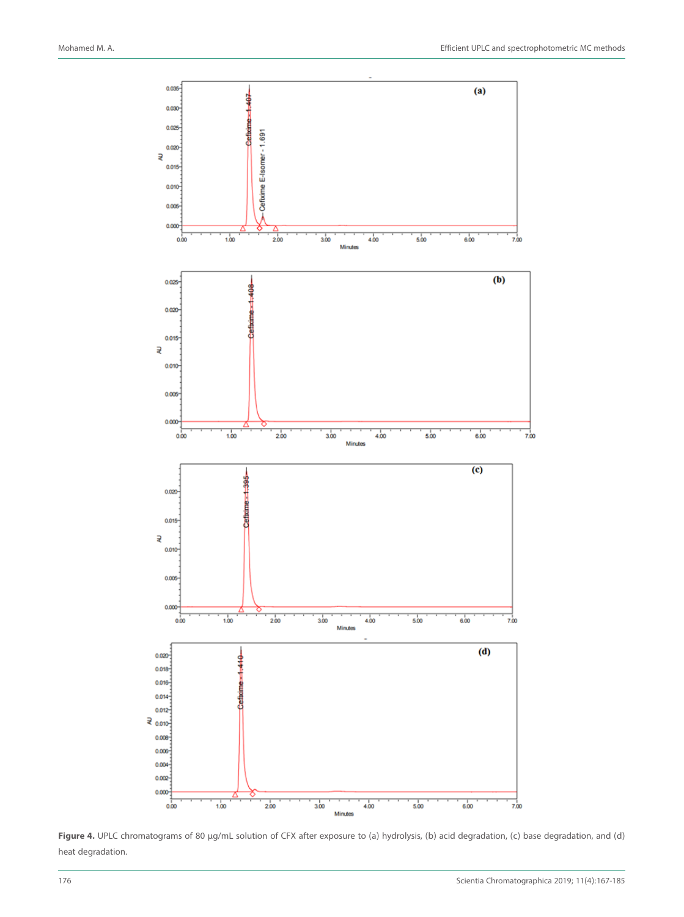**Figure 4.** UPLC chromatograms of 80 µg/mL solution of CFX after exposure to (a) hydrolysis, (b) acid degradation, (c) base degradation, and (d) heat degradation.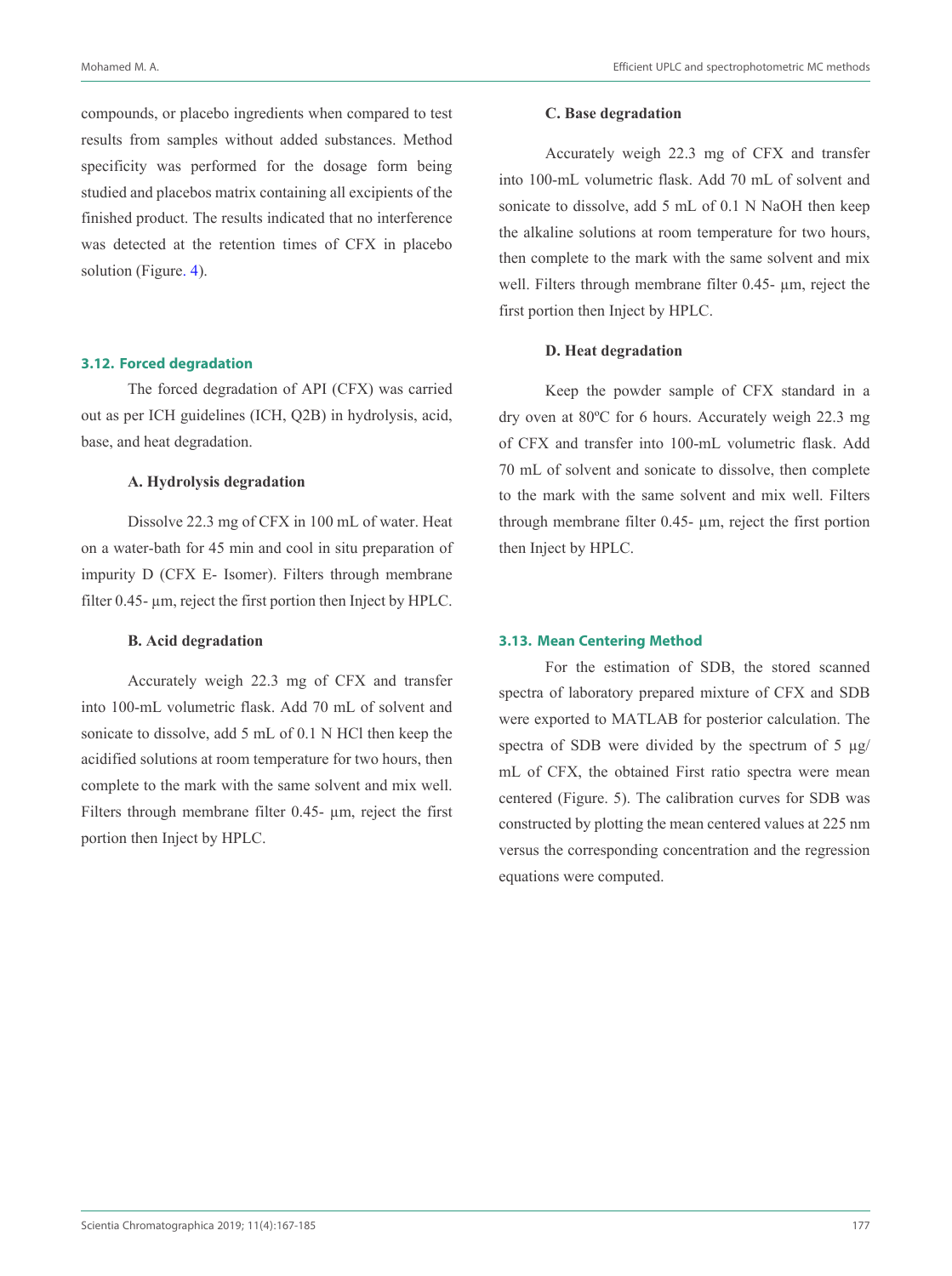compounds, or placebo ingredients when compared to test results from samples without added substances. Method specificity was performed for the dosage form being studied and placebos matrix containing all excipients of the finished product. The results indicated that no interference was detected at the retention times of CFX in placebo solution (Figure. 4).

## 3.12. Forced degradation

The forced degradation of API (CFX) was carried out as per ICH guidelines (ICH, Q2B) in hydrolysis, acid, base, and heat degradation.

### A. Hydrolysis degradation

Dissolve 22.3 mg of CFX in 100 mL of water. Heat on a water-bath for 45 min and cool in situ preparation of impurity D (CFX E- Isomer). Filters through membrane filter 0.45- µm, reject the first portion then Inject by HPLC.

### B. Acid degradation

Accurately weigh 22.3 mg of CFX and transfer into 100-mL volumetric flask. Add 70 mL of solvent and sonicate to dissolve, add 5 mL of 0.1 N HCl then keep the acidified solutions at room temperature for two hours, then complete to the mark with the same solvent and mix well. Filters through membrane filter 0.45- µm, reject the first portion then Inject by HPLC.

### C. Base degradation

Accurately weigh 22.3 mg of CFX and transfer into 100-mL volumetric flask. Add 70 mL of solvent and sonicate to dissolve, add 5 mL of 0.1 N NaOH then keep the alkaline solutions at room temperature for two hours, then complete to the mark with the same solvent and mix well. Filters through membrane filter 0.45- µm, reject the first portion then Inject by HPLC.

### D. Heat degradation

Keep the powder sample of CFX standard in a dry oven at 80ºC for 6 hours. Accurately weigh 22.3 mg of CFX and transfer into 100-mL volumetric flask. Add 70 mL of solvent and sonicate to dissolve, then complete to the mark with the same solvent and mix well. Filters through membrane filter 0.45- µm, reject the first portion then Inject by HPLC.

## 3.13. Mean Centering Method

For the estimation of SDB, the stored scanned spectra of laboratory prepared mixture of CFX and SDB were exported to MATLAB for posterior calculation. The spectra of SDB were divided by the spectrum of 5 µg/mL of CFX, the obtained First ratio spectra were mean centered (Figure. 5). The calibration curves for SDB was constructed by plotting the mean centered values at 225 nm versus the corresponding concentration and the regression equations were computed.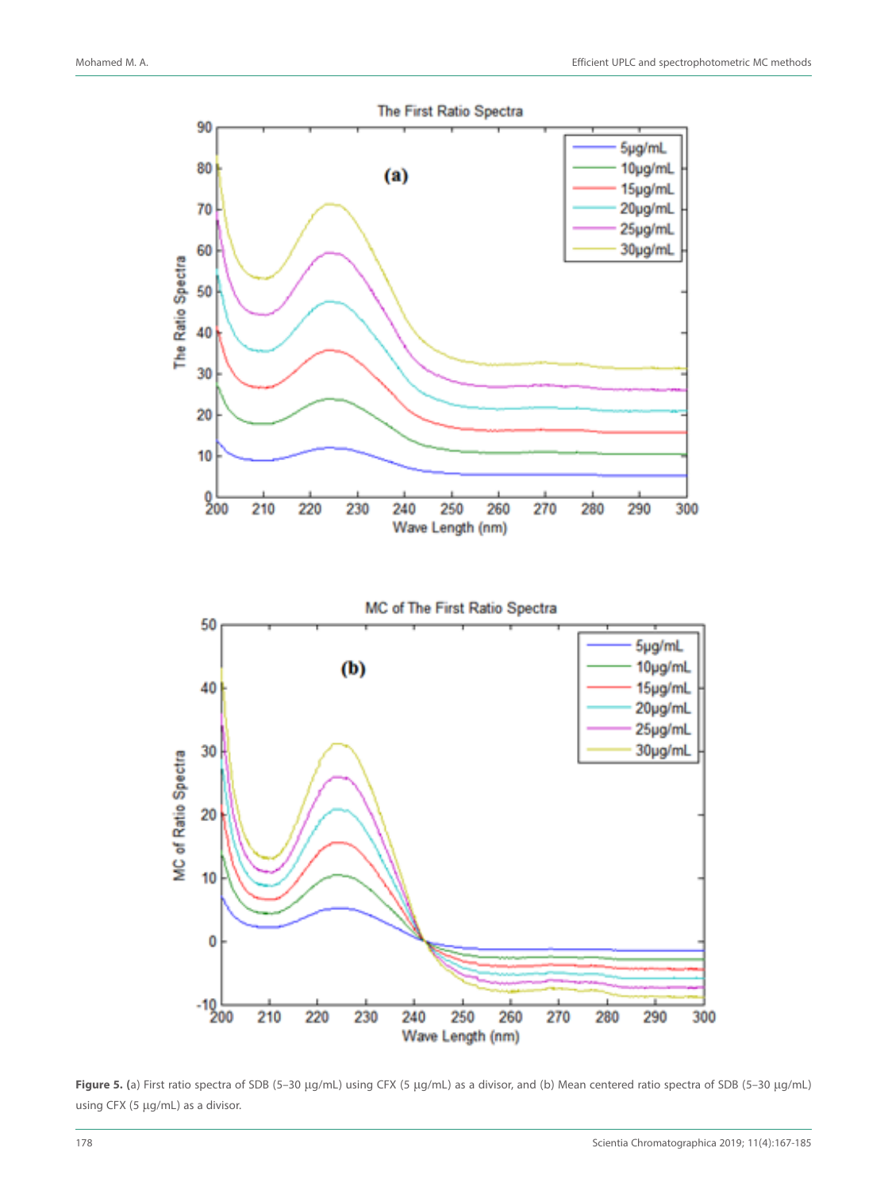**Figure 5.** (a) First ratio spectra of SDB (5–30 µg/mL) using CFX (5 µg/mL) as a divisor, and (b) Mean centered ratio spectra of SDB (5–30 µg/mL) using CFX (5 µg/mL) as a divisor.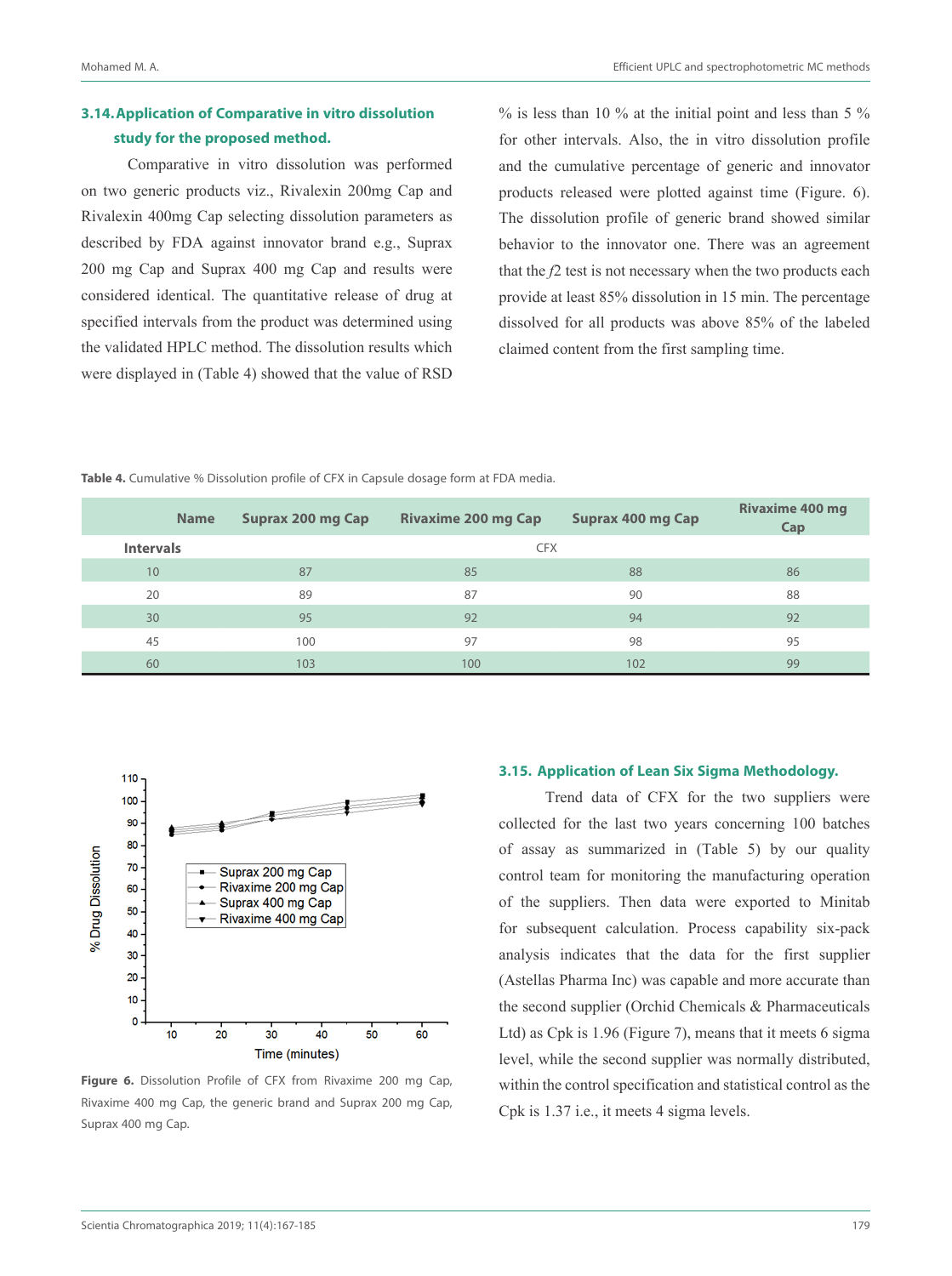### 3.14. Application of Comparative in vitro dissolution study for the proposed method.

Comparative in vitro dissolution was performed on two generic products viz., Rivalexin 200mg Cap and Rivalexin 400mg Cap selecting dissolution parameters as described by FDA against innovator brand e.g., Suprax 200 mg Cap and Suprax 400 mg Cap and results were considered identical. The quantitative release of drug at specified intervals from the product was determined using the validated HPLC method. The dissolution results which were displayed in (Table 4) showed that the value of RSD % is less than 10 % at the initial point and less than 5 % for other intervals. Also, the in vitro dissolution profile and the cumulative percentage of generic and innovator products released were plotted against time (Figure. 6). The dissolution profile of generic brand showed similar behavior to the innovator one. There was an agreement that the *f*2 test is not necessary when the two products each provide at least 85% dissolution in 15 min. The percentage dissolved for all products was above 85% of the labeled claimed content from the first sampling time.

**Table 4.** Cumulative % Dissolution profile of CFX in Capsule dosage form at FDA media.

| Name | Suprax 200 mg Cap | Rivaxime 200 mg Cap | Suprax 400 mg Cap | Rivaxime 400 mg Cap |
|---|---|---|---|---|
| **Intervals** | | CFX | | |
| 10 | 87 | 85 | 88 | 86 |
| 20 | 89 | 87 | 90 | 88 |
| 30 | 95 | 92 | 94 | 92 |
| 45 | 100 | 97 | 98 | 95 |
| 60 | 103 | 100 | 102 | 99 |

**Figure 6.** Dissolution Profile of CFX from Rivaxime 200 mg Cap, Rivaxime 400 mg Cap, the generic brand and Suprax 200 mg Cap, Suprax 400 mg Cap.

### 3.15. Application of Lean Six Sigma Methodology.

Trend data of CFX for the two suppliers were collected for the last two years concerning 100 batches of assay as summarized in (Table 5) by our quality control team for monitoring the manufacturing operation of the suppliers. Then data were exported to Minitab for subsequent calculation. Process capability six-pack analysis indicates that the data for the first supplier (Astellas Pharma Inc) was capable and more accurate than the second supplier (Orchid Chemicals & Pharmaceuticals Ltd) as Cpk is 1.96 (Figure 7), means that it meets 6 sigma level, while the second supplier was normally distributed, within the control specification and statistical control as the Cpk is 1.37 i.e., it meets 4 sigma levels.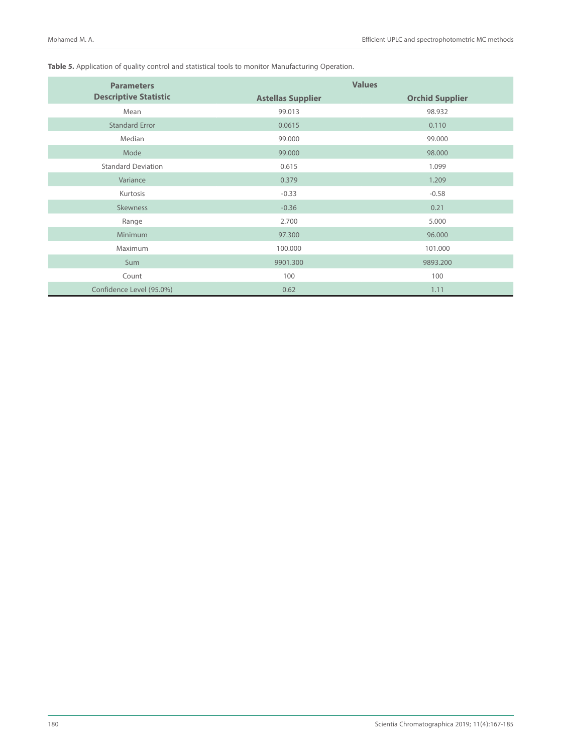**Table 5.** Application of quality control and statistical tools to monitor Manufacturing Operation.

| Parameters Descriptive Statistic | Values | |
|---|---|---|
| | Astellas Supplier | Orchid Supplier |
| Mean | 99.013 | 98.932 |
| Standard Error | 0.0615 | 0.110 |
| Median | 99.000 | 99.000 |
| Mode | 99.000 | 98.000 |
| Standard Deviation | 0.615 | 1.099 |
| Variance | 0.379 | 1.209 |
| Kurtosis | -0.33 | -0.58 |
| Skewness | -0.36 | 0.21 |
| Range | 2.700 | 5.000 |
| Minimum | 97.300 | 96.000 |
| Maximum | 100.000 | 101.000 |
| Sum | 9901.300 | 9893.200 |
| Count | 100 | 100 |
| Confidence Level (95.0%) | 0.62 | 1.11 |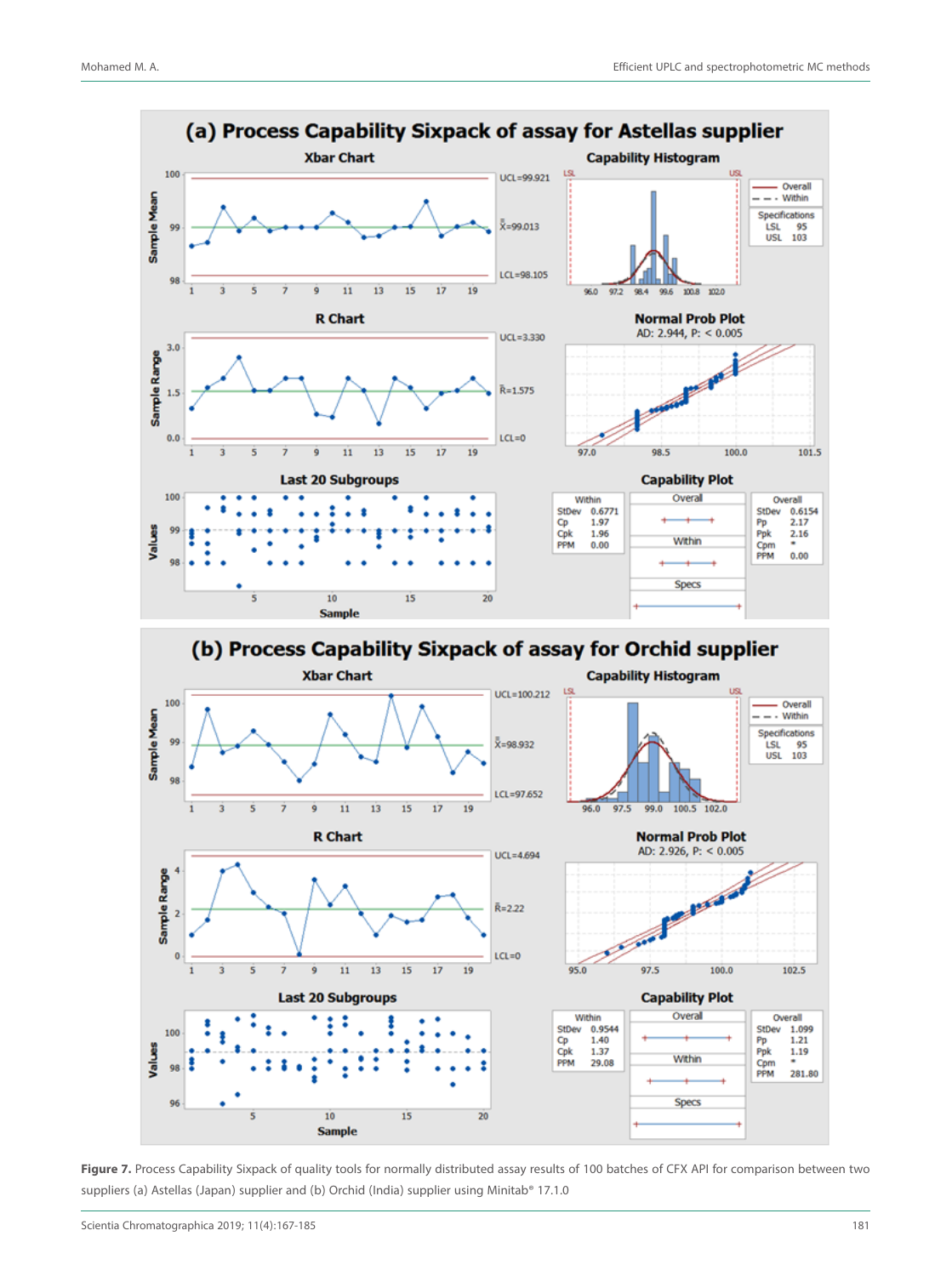**Figure 7.** Process Capability Sixpack of quality tools for normally distributed assay results of 100 batches of CFX API for comparison between two suppliers (a) Astellas (Japan) supplier and (b) Orchid (India) supplier using Minitab® 17.1.0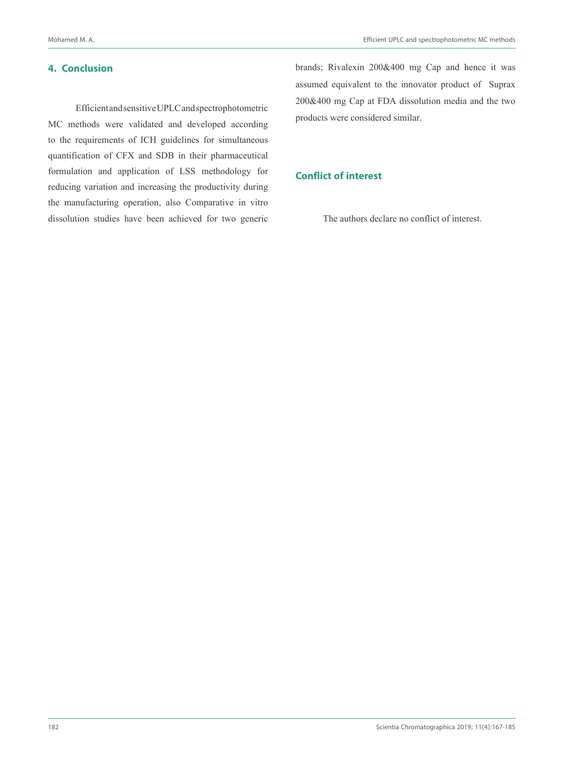## 4. Conclusion

Efficient and sensitive UPLC and spectrophotometric MC methods were validated and developed according to the requirements of ICH guidelines for simultaneous quantification of CFX and SDB in their pharmaceutical formulation and application of LSS methodology for reducing variation and increasing the productivity during the manufacturing operation, also Comparative in vitro dissolution studies have been achieved for two generic brands; Rivalexin 200&400 mg Cap and hence it was assumed equivalent to the innovator product of Suprax 200&400 mg Cap at FDA dissolution media and the two products were considered similar.

## Conflict of interest

The authors declare no conflict of interest.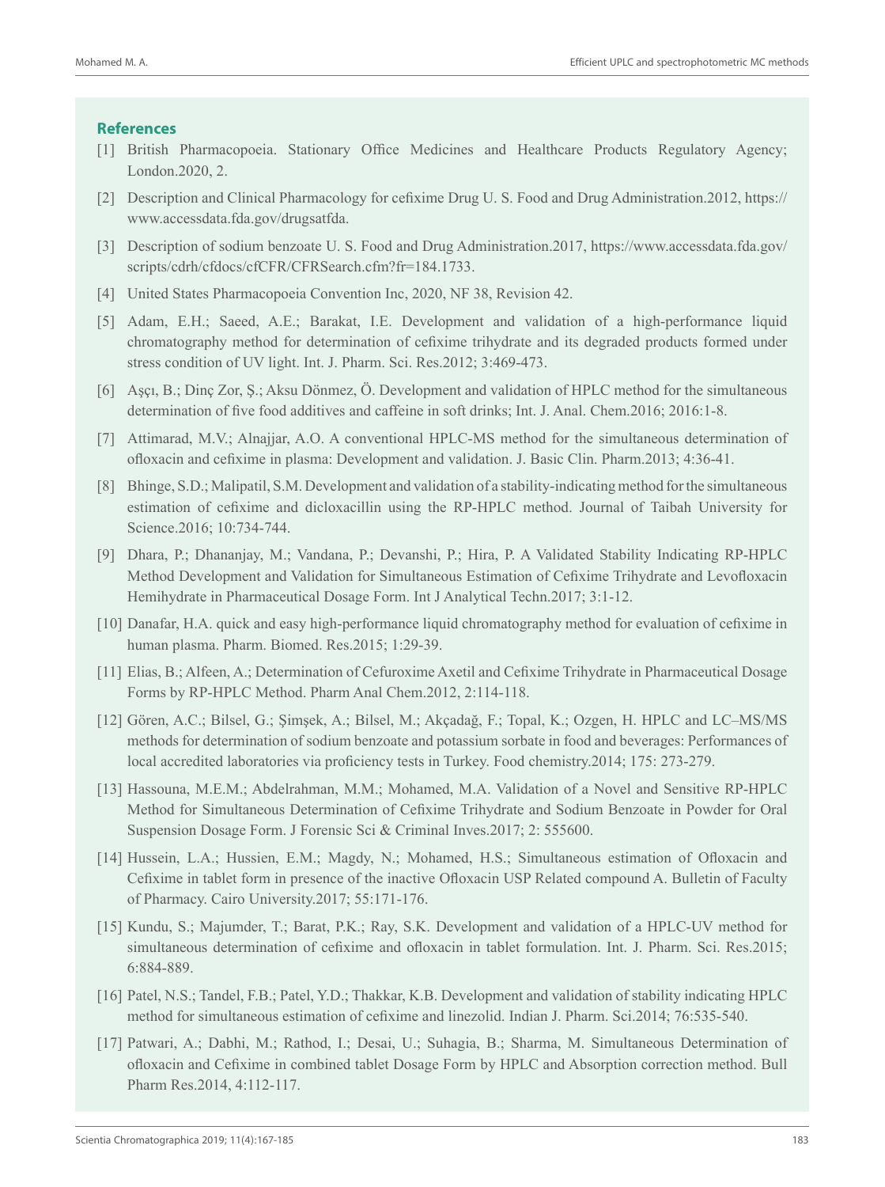## References

[1] British Pharmacopoeia. Stationary Office Medicines and Healthcare Products Regulatory Agency; London.2020, 2.

[2] Description and Clinical Pharmacology for cefixime Drug U. S. Food and Drug Administration.2012, https://www.accessdata.fda.gov/drugsatfda.

[3] Description of sodium benzoate U. S. Food and Drug Administration.2017, https://www.accessdata.fda.gov/scripts/cdrh/cfdocs/cfCFR/CFRSearch.cfm?fr=184.1733.

[4] United States Pharmacopoeia Convention Inc, 2020, NF 38, Revision 42.

[5] Adam, E.H.; Saeed, A.E.; Barakat, I.E. Development and validation of a high-performance liquid chromatography method for determination of cefixime trihydrate and its degraded products formed under stress condition of UV light. Int. J. Pharm. Sci. Res.2012; 3:469-473.

[6] Aşçı, B.; Dinç Zor, Ş.; Aksu Dönmez, Ö. Development and validation of HPLC method for the simultaneous determination of five food additives and caffeine in soft drinks; Int. J. Anal. Chem.2016; 2016:1-8.

[7] Attimarad, M.V.; Alnajjar, A.O. A conventional HPLC-MS method for the simultaneous determination of ofloxacin and cefixime in plasma: Development and validation. J. Basic Clin. Pharm.2013; 4:36-41.

[8] Bhinge, S.D.; Malipatil, S.M. Development and validation of a stability-indicating method for the simultaneous estimation of cefixime and dicloxacillin using the RP-HPLC method. Journal of Taibah University for Science.2016; 10:734-744.

[9] Dhara, P.; Dhananjay, M.; Vandana, P.; Devanshi, P.; Hira, P. A Validated Stability Indicating RP-HPLC Method Development and Validation for Simultaneous Estimation of Cefixime Trihydrate and Levofloxacin Hemihydrate in Pharmaceutical Dosage Form. Int J Analytical Techn.2017; 3:1-12.

[10] Danafar, H.A. quick and easy high-performance liquid chromatography method for evaluation of cefixime in human plasma. Pharm. Biomed. Res.2015; 1:29-39.

[11] Elias, B.; Alfeen, A.; Determination of Cefuroxime Axetil and Cefixime Trihydrate in Pharmaceutical Dosage Forms by RP-HPLC Method. Pharm Anal Chem.2012, 2:114-118.

[12] Gören, A.C.; Bilsel, G.; Şimşek, A.; Bilsel, M.; Akçadağ, F.; Topal, K.; Ozgen, H. HPLC and LC–MS/MS methods for determination of sodium benzoate and potassium sorbate in food and beverages: Performances of local accredited laboratories via proficiency tests in Turkey. Food chemistry.2014; 175: 273-279.

[13] Hassouna, M.E.M.; Abdelrahman, M.M.; Mohamed, M.A. Validation of a Novel and Sensitive RP-HPLC Method for Simultaneous Determination of Cefixime Trihydrate and Sodium Benzoate in Powder for Oral Suspension Dosage Form. J Forensic Sci & Criminal Inves.2017; 2: 555600.

[14] Hussein, L.A.; Hussien, E.M.; Magdy, N.; Mohamed, H.S.; Simultaneous estimation of Ofloxacin and Cefixime in tablet form in presence of the inactive Ofloxacin USP Related compound A. Bulletin of Faculty of Pharmacy. Cairo University.2017; 55:171-176.

[15] Kundu, S.; Majumder, T.; Barat, P.K.; Ray, S.K. Development and validation of a HPLC-UV method for simultaneous determination of cefixime and ofloxacin in tablet formulation. Int. J. Pharm. Sci. Res.2015; 6:884-889.

[16] Patel, N.S.; Tandel, F.B.; Patel, Y.D.; Thakkar, K.B. Development and validation of stability indicating HPLC method for simultaneous estimation of cefixime and linezolid. Indian J. Pharm. Sci.2014; 76:535-540.

[17] Patwari, A.; Dabhi, M.; Rathod, I.; Desai, U.; Suhagia, B.; Sharma, M. Simultaneous Determination of ofloxacin and Cefixime in combined tablet Dosage Form by HPLC and Absorption correction method. Bull Pharm Res.2014, 4:112-117.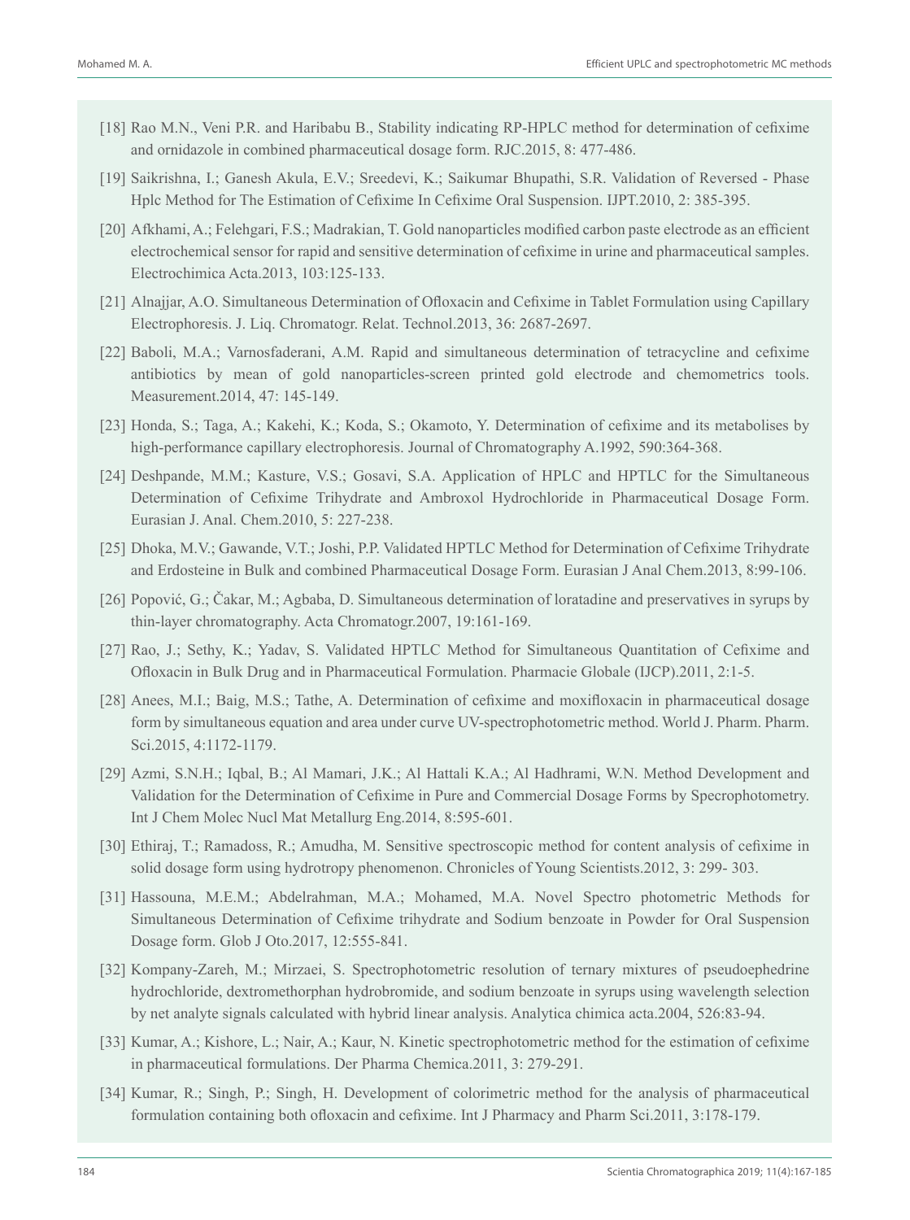[18] Rao M.N., Veni P.R. and Haribabu B., Stability indicating RP-HPLC method for determination of cefixime and ornidazole in combined pharmaceutical dosage form. RJC.2015, 8: 477-486.

[19] Saikrishna, I.; Ganesh Akula, E.V.; Sreedevi, K.; Saikumar Bhupathi, S.R. Validation of Reversed - Phase Hplc Method for The Estimation of Cefixime In Cefixime Oral Suspension. IJPT.2010, 2: 385-395.

[20] Afkhami, A.; Felehgari, F.S.; Madrakian, T. Gold nanoparticles modified carbon paste electrode as an efficient electrochemical sensor for rapid and sensitive determination of cefixime in urine and pharmaceutical samples. Electrochimica Acta.2013, 103:125-133.

[21] Alnajjar, A.O. Simultaneous Determination of Ofloxacin and Cefixime in Tablet Formulation using Capillary Electrophoresis. J. Liq. Chromatogr. Relat. Technol.2013, 36: 2687-2697.

[22] Baboli, M.A.; Varnosfaderani, A.M. Rapid and simultaneous determination of tetracycline and cefixime antibiotics by mean of gold nanoparticles-screen printed gold electrode and chemometrics tools. Measurement.2014, 47: 145-149.

[23] Honda, S.; Taga, A.; Kakehi, K.; Koda, S.; Okamoto, Y. Determination of cefixime and its metabolises by high-performance capillary electrophoresis. Journal of Chromatography A.1992, 590:364-368.

[24] Deshpande, M.M.; Kasture, V.S.; Gosavi, S.A. Application of HPLC and HPTLC for the Simultaneous Determination of Cefixime Trihydrate and Ambroxol Hydrochloride in Pharmaceutical Dosage Form. Eurasian J. Anal. Chem.2010, 5: 227-238.

[25] Dhoka, M.V.; Gawande, V.T.; Joshi, P.P. Validated HPTLC Method for Determination of Cefixime Trihydrate and Erdosteine in Bulk and combined Pharmaceutical Dosage Form. Eurasian J Anal Chem.2013, 8:99-106.

[26] Popović, G.; Čakar, M.; Agbaba, D. Simultaneous determination of loratadine and preservatives in syrups by thin-layer chromatography. Acta Chromatogr.2007, 19:161-169.

[27] Rao, J.; Sethy, K.; Yadav, S. Validated HPTLC Method for Simultaneous Quantitation of Cefixime and Ofloxacin in Bulk Drug and in Pharmaceutical Formulation. Pharmacie Globale (IJCP).2011, 2:1-5.

[28] Anees, M.I.; Baig, M.S.; Tathe, A. Determination of cefixime and moxifloxacin in pharmaceutical dosage form by simultaneous equation and area under curve UV-spectrophotometric method. World J. Pharm. Pharm. Sci.2015, 4:1172-1179.

[29] Azmi, S.N.H.; Iqbal, B.; Al Mamari, J.K.; Al Hattali K.A.; Al Hadhrami, W.N. Method Development and Validation for the Determination of Cefixime in Pure and Commercial Dosage Forms by Specrophotometry. Int J Chem Molec Nucl Mat Metallurg Eng.2014, 8:595-601.

[30] Ethiraj, T.; Ramadoss, R.; Amudha, M. Sensitive spectroscopic method for content analysis of cefixime in solid dosage form using hydrotropy phenomenon. Chronicles of Young Scientists.2012, 3: 299- 303.

[31] Hassouna, M.E.M.; Abdelrahman, M.A.; Mohamed, M.A. Novel Spectro photometric Methods for Simultaneous Determination of Cefixime trihydrate and Sodium benzoate in Powder for Oral Suspension Dosage form. Glob J Oto.2017, 12:555-841.

[32] Kompany-Zareh, M.; Mirzaei, S. Spectrophotometric resolution of ternary mixtures of pseudoephedrine hydrochloride, dextromethorphan hydrobromide, and sodium benzoate in syrups using wavelength selection by net analyte signals calculated with hybrid linear analysis. Analytica chimica acta.2004, 526:83-94.

[33] Kumar, A.; Kishore, L.; Nair, A.; Kaur, N. Kinetic spectrophotometric method for the estimation of cefixime in pharmaceutical formulations. Der Pharma Chemica.2011, 3: 279-291.

[34] Kumar, R.; Singh, P.; Singh, H. Development of colorimetric method for the analysis of pharmaceutical formulation containing both ofloxacin and cefixime. Int J Pharmacy and Pharm Sci.2011, 3:178-179.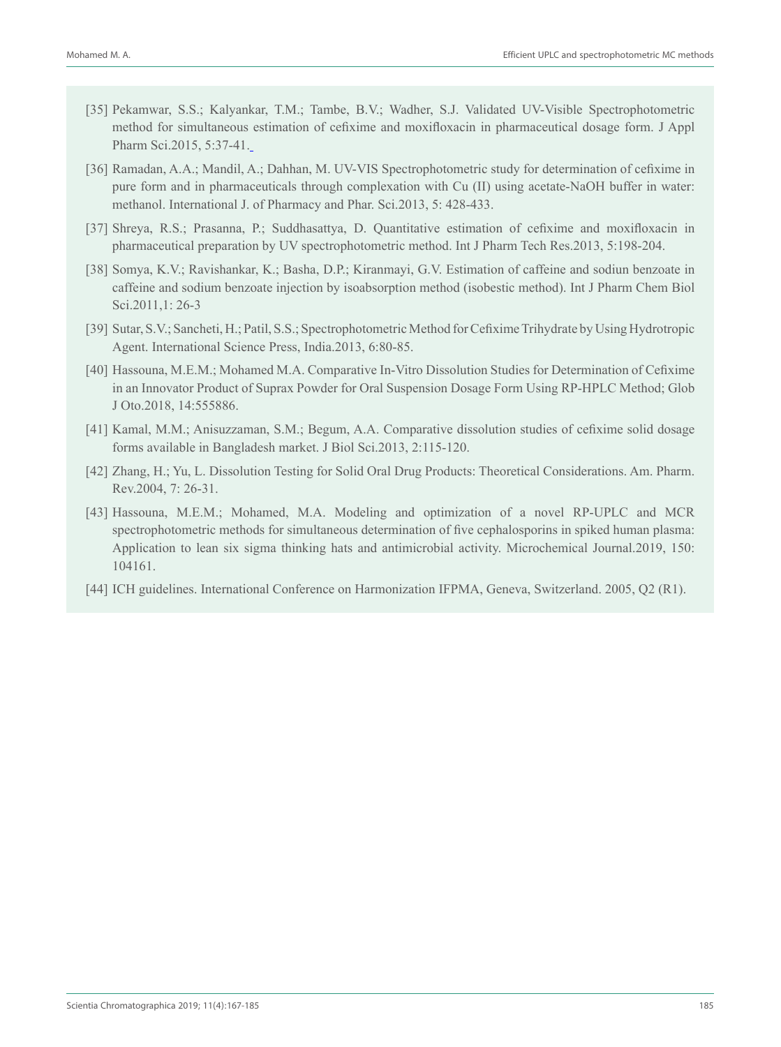[35] Pekamwar, S.S.; Kalyankar, T.M.; Tambe, B.V.; Wadher, S.J. Validated UV-Visible Spectrophotometric method for simultaneous estimation of cefixime and moxifloxacin in pharmaceutical dosage form. J Appl Pharm Sci.2015, 5:37-41.

[36] Ramadan, A.A.; Mandil, A.; Dahhan, M. UV-VIS Spectrophotometric study for determination of cefixime in pure form and in pharmaceuticals through complexation with Cu (II) using acetate-NaOH buffer in water: methanol. International J. of Pharmacy and Phar. Sci.2013, 5: 428-433.

[37] Shreya, R.S.; Prasanna, P.; Suddhasattya, D. Quantitative estimation of cefixime and moxifloxacin in pharmaceutical preparation by UV spectrophotometric method. Int J Pharm Tech Res.2013, 5:198-204.

[38] Somya, K.V.; Ravishankar, K.; Basha, D.P.; Kiranmayi, G.V. Estimation of caffeine and sodiun benzoate in caffeine and sodium benzoate injection by isoabsorption method (isobestic method). Int J Pharm Chem Biol Sci.2011,1: 26-3

[39] Sutar, S.V.; Sancheti, H.; Patil, S.S.; Spectrophotometric Method for Cefixime Trihydrate by Using Hydrotropic Agent. International Science Press, India.2013, 6:80-85.

[40] Hassouna, M.E.M.; Mohamed M.A. Comparative In-Vitro Dissolution Studies for Determination of Cefixime in an Innovator Product of Suprax Powder for Oral Suspension Dosage Form Using RP-HPLC Method; Glob J Oto.2018, 14:555886.

[41] Kamal, M.M.; Anisuzzaman, S.M.; Begum, A.A. Comparative dissolution studies of cefixime solid dosage forms available in Bangladesh market. J Biol Sci.2013, 2:115-120.

[42] Zhang, H.; Yu, L. Dissolution Testing for Solid Oral Drug Products: Theoretical Considerations. Am. Pharm. Rev.2004, 7: 26-31.

[43] Hassouna, M.E.M.; Mohamed, M.A. Modeling and optimization of a novel RP-UPLC and MCR spectrophotometric methods for simultaneous determination of five cephalosporins in spiked human plasma: Application to lean six sigma thinking hats and antimicrobial activity. Microchemical Journal.2019, 150: 104161.

[44] ICH guidelines. International Conference on Harmonization IFPMA, Geneva, Switzerland. 2005, Q2 (R1).